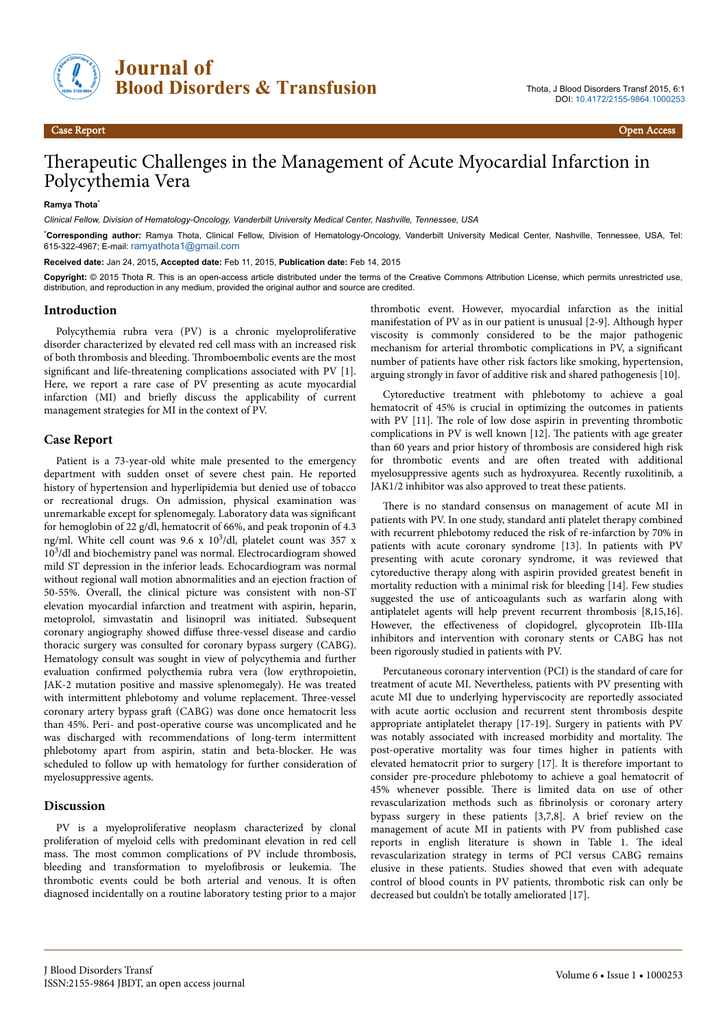Case Report Open Access

# Therapeutic Challenges in the Management of Acute Myocardial Infarction in Polycythemia Vera

**Ramya Thota***

*Clinical Fellow, Division of Hematology-Oncology, Vanderbilt University Medical Center, Nashville, Tennessee, USA*

***Corresponding author:** Ramya Thota, Clinical Fellow, Division of Hematology-Oncology, Vanderbilt University Medical Center, Nashville, Tennessee, USA, Tel: 615-322-4967; E-mail: ramyathota1@gmail.com

**Received date:** Jan 24, 2015, **Accepted date:** Feb 11, 2015, **Publication date:** Feb 14, 2015

**Copyright:** © 2015 Thota R. This is an open-access article distributed under the terms of the Creative Commons Attribution License, which permits unrestricted use, distribution, and reproduction in any medium, provided the original author and source are credited.

## Introduction

Polycythemia rubra vera (PV) is a chronic myeloproliferative disorder characterized by elevated red cell mass with an increased risk of both thrombosis and bleeding. Thromboembolic events are the most significant and life-threatening complications associated with PV [1]. Here, we report a rare case of PV presenting as acute myocardial infarction (MI) and briefly discuss the applicability of current management strategies for MI in the context of PV.

## Case Report

Patient is a 73-year-old white male presented to the emergency department with sudden onset of severe chest pain. He reported history of hypertension and hyperlipidemia but denied use of tobacco or recreational drugs. On admission, physical examination was unremarkable except for splenomegaly. Laboratory data was significant for hemoglobin of 22 g/dl, hematocrit of 66%, and peak troponin of 4.3 ng/ml. White cell count was 9.6 x $10^3$/dl, platelet count was 357 x $10^3$/dl and biochemistry panel was normal. Electrocardiogram showed mild ST depression in the inferior leads. Echocardiogram was normal without regional wall motion abnormalities and an ejection fraction of 50-55%. Overall, the clinical picture was consistent with non-ST elevation myocardial infarction and treatment with aspirin, heparin, metoprolol, simvastatin and lisinopril was initiated. Subsequent coronary angiography showed diffuse three-vessel disease and cardio thoracic surgery was consulted for coronary bypass surgery (CABG). Hematology consult was sought in view of polycythemia and further evaluation confirmed polycythemia rubra vera (low erythropoietin, JAK-2 mutation positive and massive splenomegaly). He was treated with intermittent phlebotomy and volume replacement. Three-vessel coronary artery bypass graft (CABG) was done once hematocrit less than 45%. Peri- and post-operative course was uncomplicated and he was discharged with recommendations of long-term intermittent phlebotomy apart from aspirin, statin and beta-blocker. He was scheduled to follow up with hematology for further consideration of myelosuppressive agents.

## Discussion

PV is a myeloproliferative neoplasm characterized by clonal proliferation of myeloid cells with predominant elevation in red cell mass. The most common complications of PV include thrombosis, bleeding and transformation to myelofibrosis or leukemia. The thrombotic events could be both arterial and venous. It is often diagnosed incidentally on a routine laboratory testing prior to a major thrombotic event. However, myocardial infarction as the initial manifestation of PV as in our patient is unusual [2-9]. Although hyper viscosity is commonly considered to be the major pathogenic mechanism for arterial thrombotic complications in PV, a significant number of patients have other risk factors like smoking, hypertension, arguing strongly in favor of additive risk and shared pathogenesis [10].

Cytoreductive treatment with phlebotomy to achieve a goal hematocrit of 45% is crucial in optimizing the outcomes in patients with PV [11]. The role of low dose aspirin in preventing thrombotic complications in PV is well known [12]. The patients with age greater than 60 years and prior history of thrombosis are considered high risk for thrombotic events and are often treated with additional myelosuppressive agents such as hydroxyurea. Recently ruxolitinib, a JAK1/2 inhibitor was also approved to treat these patients.

There is no standard consensus on management of acute MI in patients with PV. In one study, standard anti platelet therapy combined with recurrent phlebotomy reduced the risk of re-infarction by 70% in patients with acute coronary syndrome [13]. In patients with PV presenting with acute coronary syndrome, it was reviewed that cytoreductive therapy along with aspirin provided greatest benefit in mortality reduction with a minimal risk for bleeding [14]. Few studies suggested the use of anticoagulants such as warfarin along with antiplatelet agents will help prevent recurrent thrombosis [8,15,16]. However, the effectiveness of clopidogrel, glycoprotein IIb-IIIa inhibitors and intervention with coronary stents or CABG has not been rigorously studied in patients with PV.

Percutaneous coronary intervention (PCI) is the standard of care for treatment of acute MI. Nevertheless, patients with PV presenting with acute MI due to underlying hyperviscosity are reportedly associated with acute aortic occlusion and recurrent stent thrombosis despite appropriate antiplatelet therapy [17-19]. Surgery in patients with PV was notably associated with increased morbidity and mortality. The post-operative mortality was four times higher in patients with elevated hematocrit prior to surgery [17]. It is therefore important to consider pre-procedure phlebotomy to achieve a goal hematocrit of 45% whenever possible. There is limited data on use of other revascularization methods such as fibrinolysis or coronary artery bypass surgery in these patients [3,7,8]. A brief review on the management of acute MI in patients with PV from published case reports in english literature is shown in Table 1. The ideal revascularization strategy in terms of PCI versus CABG remains elusive in these patients. Studies showed that even with adequate control of blood counts in PV patients, thrombotic risk can only be decreased but couldn't be totally ameliorated [17].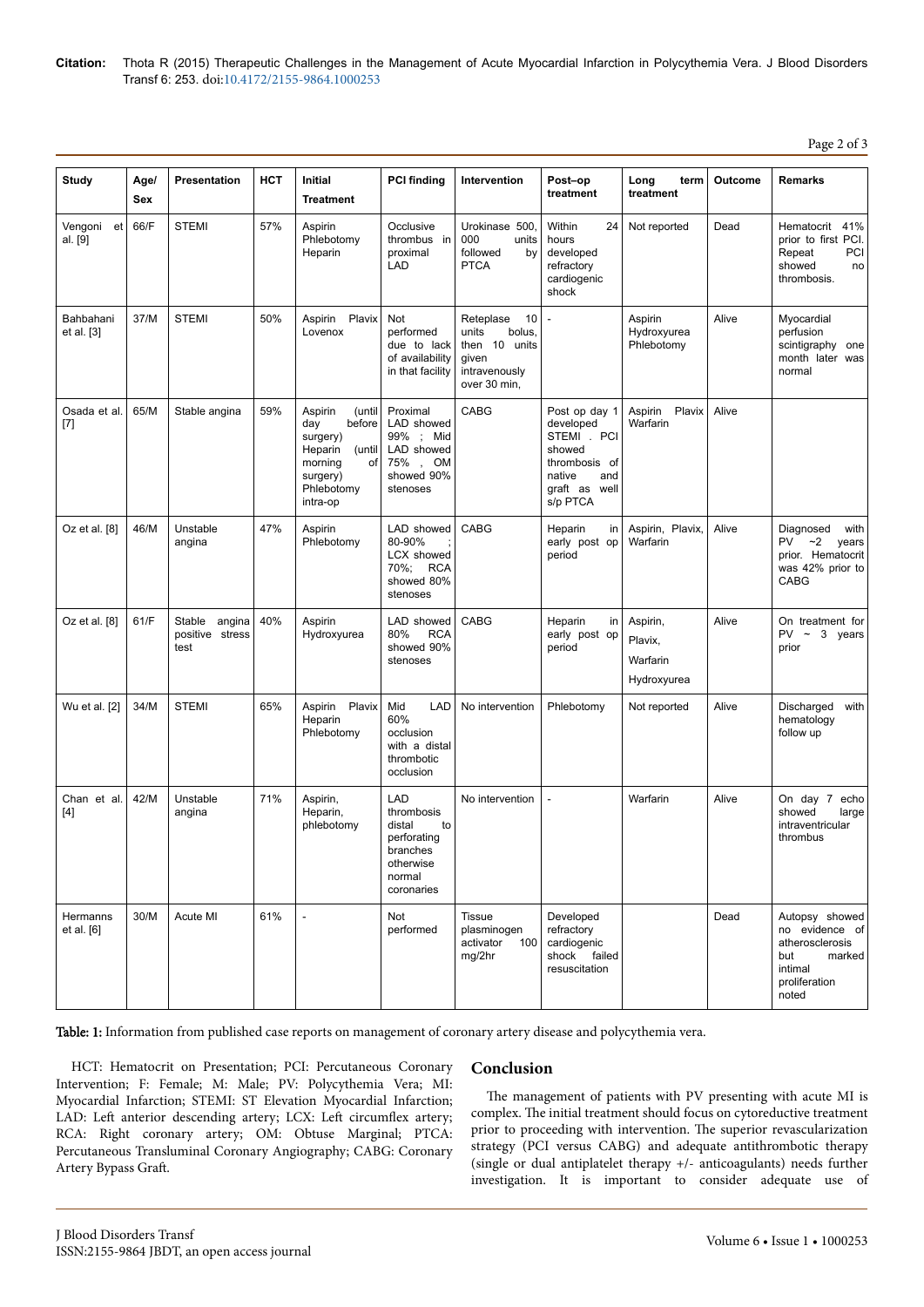| Study | Age/ Sex | Presentation | HCT | Initial Treatment | PCI finding | Intervention | Post–op treatment | Long term treatment | Outcome | Remarks |
|---|---|---|---|---|---|---|---|---|---|---|
| Vengoni et al. [9] | 66/F | STEMI | 57% | Aspirin Phlebotomy Heparin | Occlusive thrombus in proximal LAD | Urokinase 500, 000 units followed by PTCA | Within 24 hours developed refractory cardiogenic shock | Not reported | Dead | Hematocrit 41% prior to first PCI. Repeat PCI showed no thrombosis. |
| Bahbahani et al. [3] | 37/M | STEMI | 50% | Aspirin Plavix Lovenox | Not performed due to lack of availability in that facility | Reteplase 10 units bolus, then 10 units given intravenously over 30 min, | - | Aspirin Hydroxyurea Phlebotomy | Alive | Myocardial perfusion scintigraphy one month later was normal |
| Osada et al. [7] | 65/M | Stable angina | 59% | Aspirin (until day before surgery) Heparin (until morning of surgery) Phlebotomy intra-op | Proximal LAD showed 99% ; Mid LAD showed 75% , OM showed 90% stenoses | CABG | Post op day 1 developed STEMI . PCI showed thrombosis of native and graft as well s/p PTCA | Aspirin Plavix Warfarin | Alive | |
| Oz et al. [8] | 46/M | Unstable angina | 47% | Aspirin Phlebotomy | LAD showed 80-90% ; LCX showed 70%; RCA showed 80% stenoses | CABG | Heparin in early post op period | Aspirin, Plavix, Warfarin | Alive | Diagnosed with PV ~2 years prior. Hematocrit was 42% prior to CABG |
| Oz et al. [8] | 61/F | Stable angina positive stress test | 40% | Aspirin Hydroxyurea | LAD showed 80% RCA showed 90% stenoses | CABG | Heparin in early post op period | Aspirin, Plavix, Warfarin Hydroxyurea | Alive | On treatment for PV ~ 3 years prior |
| Wu et al. [2] | 34/M | STEMI | 65% | Aspirin Plavix Heparin Phlebotomy | Mid LAD 60% occlusion with a distal thrombotic occlusion | No intervention | Phlebotomy | Not reported | Alive | Discharged with hematology follow up |
| Chan et al. [4] | 42/M | Unstable angina | 71% | Aspirin, Heparin, phlebotomy | LAD thrombosis distal to perforating branches otherwise normal coronaries | No intervention | - | Warfarin | Alive | On day 7 echo showed large intraventricular thrombus |
| Hermanns et al. [6] | 30/M | Acute MI | 61% | - | Not performed | Tissue plasminogen activator 100 mg/2hr | Developed refractory cardiogenic shock failed resuscitation | | Dead | Autopsy showed no evidence of atherosclerosis but marked intimal proliferation noted |

**Table: 1:** Information from published case reports on management of coronary artery disease and polycythemia vera.

HCT: Hematocrit on Presentation; PCI: Percutaneous Coronary Intervention; F: Female; M: Male; PV: Polycythemia Vera; MI: Myocardial Infarction; STEMI: ST Elevation Myocardial Infarction; LAD: Left anterior descending artery; LCX: Left circumflex artery; RCA: Right coronary artery; OM: Obtuse Marginal; PTCA: Percutaneous Transluminal Coronary Angiography; CABG: Coronary Artery Bypass Graft.

## Conclusion

The management of patients with PV presenting with acute MI is complex. The initial treatment should focus on cytoreductive treatment prior to proceeding with intervention. The superior revascularization strategy (PCI versus CABG) and adequate antithrombotic therapy (single or dual antiplatelet therapy +/- anticoagulants) needs further investigation. It is important to consider adequate use of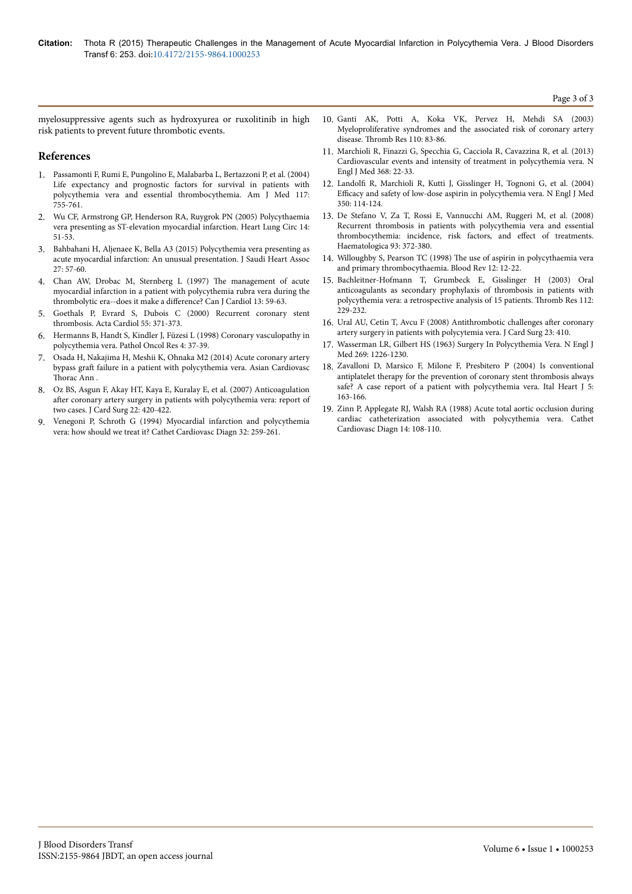myelosuppressive agents such as hydroxyurea or ruxolitinib in high risk patients to prevent future thrombotic events.

## References

1. Passamonti F, Rumi E, Pungolino E, Malabarba L, Bertazzoni P, et al. (2004) Life expectancy and prognostic factors for survival in patients with polycythemia vera and essential thrombocythemia. Am J Med 117: 755-761.
2. Wu CF, Armstrong GP, Henderson RA, Ruygrok PN (2005) Polycythaemia vera presenting as ST-elevation myocardial infarction. Heart Lung Circ 14: 51-53.
3. Bahbahani H, Aljenaee K, Bella A3 (2015) Polycythemia vera presenting as acute myocardial infarction: An unusual presentation. J Saudi Heart Assoc 27: 57-60.
4. Chan AW, Drobac M, Sternberg L (1997) The management of acute myocardial infarction in a patient with polycythemia rubra vera during the thrombolytic era--does it make a difference? Can J Cardiol 13: 59-63.
5. Goethals P, Evrard S, Dubois C (2000) Recurrent coronary stent thrombosis. Acta Cardiol 55: 371-373.
6. Hermanns B, Handt S, Kindler J, Füzesi L (1998) Coronary vasculopathy in polycythemia vera. Pathol Oncol Res 4: 37-39.
7. Osada H, Nakajima H, Meshii K, Ohnaka M2 (2014) Acute coronary artery bypass graft failure in a patient with polycythemia vera. Asian Cardiovasc Thorac Ann .
8. Oz BS, Asgun F, Akay HT, Kaya E, Kuralay E, et al. (2007) Anticoagulation after coronary artery surgery in patients with polycythemia vera: report of two cases. J Card Surg 22: 420-422.
9. Venegoni P, Schroth G (1994) Myocardial infarction and polycythemia vera: how should we treat it? Cathet Cardiovasc Diagn 32: 259-261.
10. Ganti AK, Potti A, Koka VK, Pervez H, Mehdi SA (2003) Myeloproliferative syndromes and the associated risk of coronary artery disease. Thromb Res 110: 83-86.
11. Marchioli R, Finazzi G, Specchia G, Cacciola R, Cavazzina R, et al. (2013) Cardiovascular events and intensity of treatment in polycythemia vera. N Engl J Med 368: 22-33.
12. Landolfi R, Marchioli R, Kutti J, Gisslinger H, Tognoni G, et al. (2004) Efficacy and safety of low-dose aspirin in polycythemia vera. N Engl J Med 350: 114-124.
13. De Stefano V, Za T, Rossi E, Vannucchi AM, Ruggeri M, et al. (2008) Recurrent thrombosis in patients with polycythemia vera and essential thrombocythemia: incidence, risk factors, and effect of treatments. Haematologica 93: 372-380.
14. Willoughby S, Pearson TC (1998) The use of aspirin in polycythaemia vera and primary thrombocythaemia. Blood Rev 12: 12-22.
15. Bachleitner-Hofmann T, Grumbeck E, Gisslinger H (2003) Oral anticoagulants as secondary prophylaxis of thrombosis in patients with polycythemia vera: a retrospective analysis of 15 patients. Thromb Res 112: 229-232.
16. Ural AU, Cetin T, Avcu F (2008) Antithrombotic challenges after coronary artery surgery in patients with polycytemia vera. J Card Surg 23: 410.
17. Wasserman LR, Gilbert HS (1963) Surgery In Polycythemia Vera. N Engl J Med 269: 1226-1230.
18. Zavalloni D, Marsico F, Milone F, Presbitero P (2004) Is conventional antiplatelet therapy for the prevention of coronary stent thrombosis always safe? A case report of a patient with polycythemia vera. Ital Heart J 5: 163-166.
19. Zinn P, Applegate RJ, Walsh RA (1988) Acute total aortic occlusion during cardiac catheterization associated with polycythemia vera. Cathet Cardiovasc Diagn 14: 108-110.